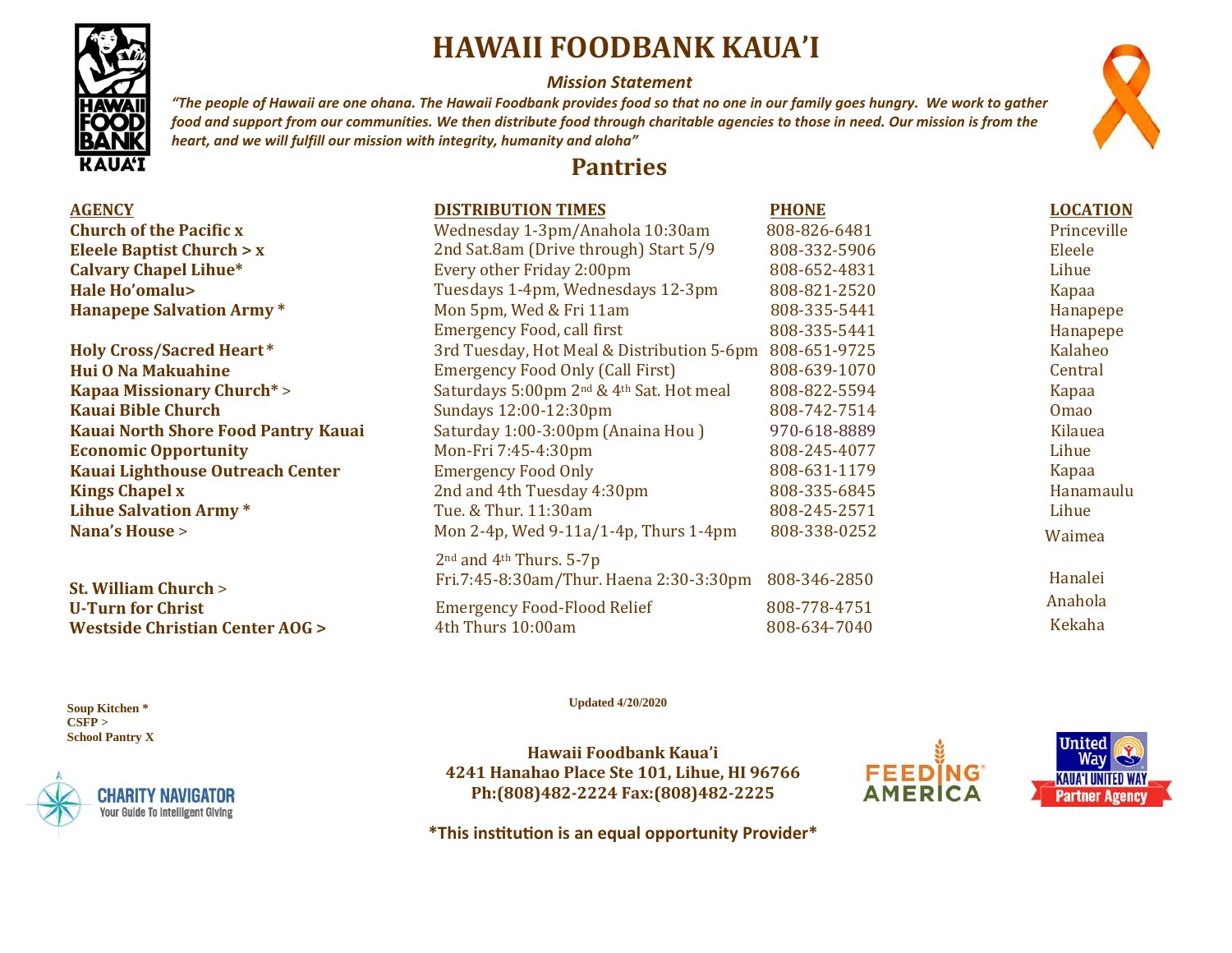# HAWAII FOODBANK KAUA'I

*Mission Statement*

*"The people of Hawaii are one ohana. The Hawaii Foodbank provides food so that no one in our family goes hungry. We work to gather food and support from our communities. We then distribute food through charitable agencies to those in need. Our mission is from the heart, and we will fulfill our mission with integrity, humanity and aloha"*

## Pantries

| AGENCY | DISTRIBUTION TIMES | PHONE | LOCATION |
|---|---|---|---|
| **Church of the Pacific x** | Wednesday 1-3pm/Anahola 10:30am | 808-826-6481 | Princeville |
| **Eleele Baptist Church > x** | 2nd Sat.8am (Drive through) Start 5/9 | 808-332-5906 | Eleele |
| **Calvary Chapel Lihue*** | Every other Friday 2:00pm | 808-652-4831 | Lihue |
| **Hale Ho'omalu>** | Tuesdays 1-4pm, Wednesdays 12-3pm | 808-821-2520 | Kapaa |
| **Hanapepe Salvation Army *** | Mon 5pm, Wed & Fri 11am | 808-335-5441 | Hanapepe |
| | Emergency Food, call first | 808-335-5441 | Hanapepe |
| **Holy Cross/Sacred Heart*** | 3rd Tuesday, Hot Meal & Distribution 5-6pm | 808-651-9725 | Kalaheo |
| **Hui O Na Makuahine** | Emergency Food Only (Call First) | 808-639-1070 | Central |
| **Kapaa Missionary Church* >** | Saturdays 5:00pm 2nd & 4th Sat. Hot meal | 808-822-5594 | Kapaa |
| **Kauai Bible Church** | Sundays 12:00-12:30pm | 808-742-7514 | Omao |
| **Kauai North Shore Food Pantry** | Saturday 1:00-3:00pm (Anaina Hou ) | 970-618-8889 | Kilauea |
| **Kauai Economic Opportunity** | Mon-Fri 7:45-4:30pm | 808-245-4077 | Lihue |
| **Kauai Lighthouse Outreach Center** | Emergency Food Only | 808-631-1179 | Kapaa |
| **Kings Chapel x** | 2nd and 4th Tuesday 4:30pm | 808-335-6845 | Hanamaulu |
| **Lihue Salvation Army *** | Tue. & Thur. 11:30am | 808-245-2571 | Lihue |
| **Nana's House >** | Mon 2-4p, Wed 9-11a/1-4p, Thurs 1-4pm | 808-338-0252 | Waimea |
| | 2nd and 4th Thurs. 5-7p | | |
| **St. William Church >** | Fri.7:45-8:30am/Thur. Haena 2:30-3:30pm | 808-346-2850 | Hanalei |
| **U-Turn for Christ** | Emergency Food-Flood Relief | 808-778-4751 | Anahola |
| **Westside Christian Center AOG >** | 4th Thurs 10:00am | 808-634-7040 | Kekaha |

**Soup Kitchen ***
**CSFP >**
**School Pantry X**

**Updated 4/20/2020**

**Hawaii Foodbank Kaua'i**
**4241 Hanahao Place Ste 101, Lihue, HI 96766**
**Ph:(808)482-2224 Fax:(808)482-2225**

CHARITY NAVIGATOR
Your Guide To Intelligent Giving

FEEDING AMERICA

United Way
KAUA'I UNITED WAY
Partner Agency

**\*This institution is an equal opportunity Provider\***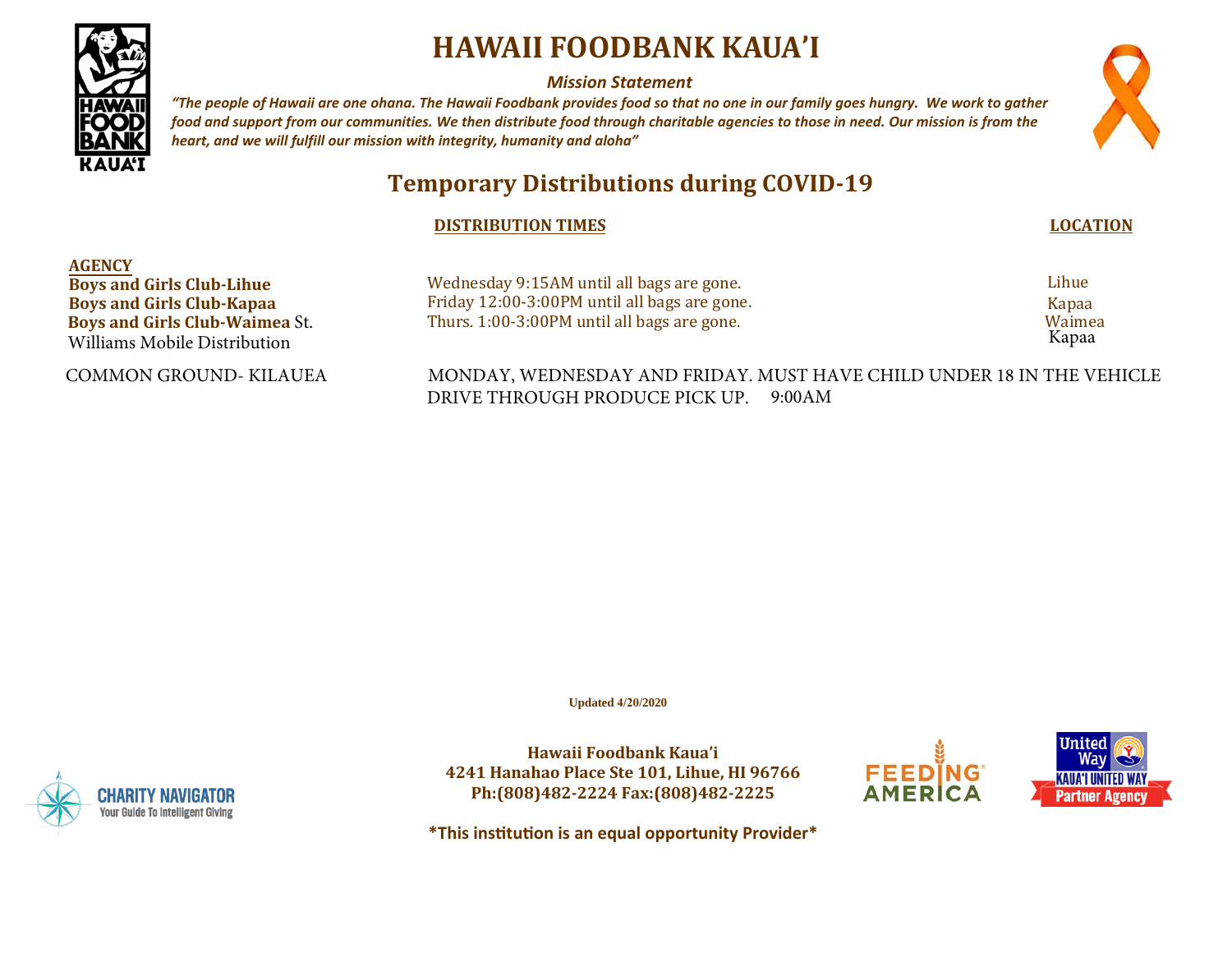# HAWAII FOODBANK KAUA'I

*Mission Statement*

*"The people of Hawaii are one ohana. The Hawaii Foodbank provides food so that no one in our family goes hungry. We work to gather food and support from our communities. We then distribute food through charitable agencies to those in need. Our mission is from the heart, and we will fulfill our mission with integrity, humanity and aloha"*

## Temporary Distributions during COVID-19

| AGENCY | DISTRIBUTION TIMES | LOCATION |
|---|---|---|
| **Boys and Girls Club-Lihue** | Wednesday 9:15AM until all bags are gone. | Lihue |
| **Boys and Girls Club-Kapaa** | Friday 12:00-3:00PM until all bags are gone. | Kapaa |
| **Boys and Girls Club-Waimea** | Thurs. 1:00-3:00PM until all bags are gone. | Waimea |
| St. Williams Mobile Distribution | | Kapaa |
| COMMON GROUND- KILAUEA | MONDAY, WEDNESDAY AND FRIDAY. MUST HAVE CHILD UNDER 18 IN THE VEHICLE DRIVE THROUGH PRODUCE PICK UP. 9:00AM | |

**Updated 4/20/2020**

**Hawaii Foodbank Kaua'i**
**4241 Hanahao Place Ste 101, Lihue, HI 96766**
**Ph:(808)482-2224 Fax:(808)482-2225**

CHARITY NAVIGATOR
Your Guide To Intelligent Giving

FEEDING AMERICA

United Way
KAUA'I UNITED WAY
Partner Agency

**\*This institution is an equal opportunity Provider\***